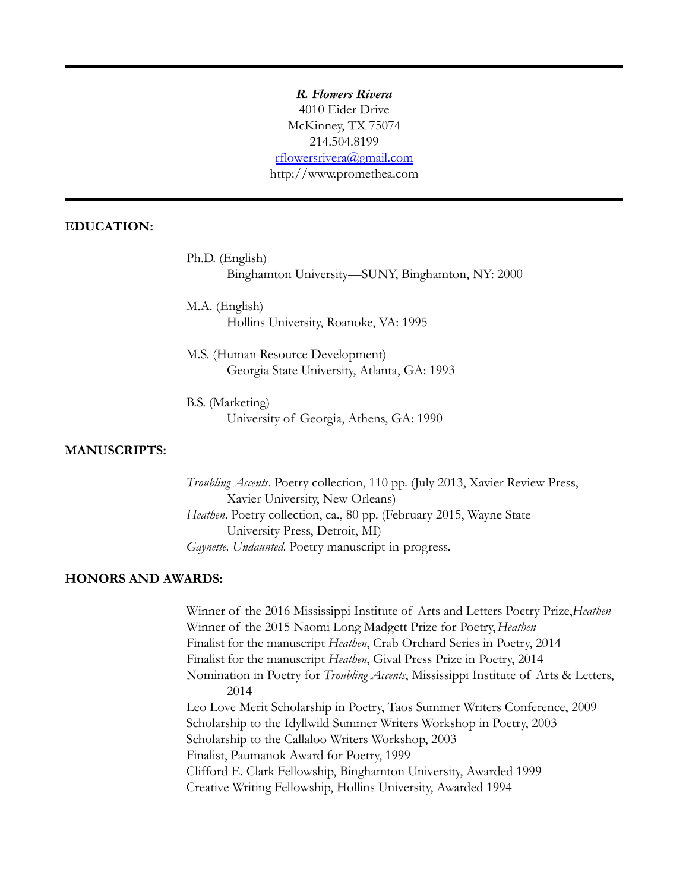---

***R. Flowers Rivera***
4010 Eider Drive
McKinney, TX 75074
214.504.8199
rflowersrivera@gmail.com
http://www.promethea.com

---

## EDUCATION:

Ph.D. (English)
Binghamton University—SUNY, Binghamton, NY: 2000

M.A. (English)
Hollins University, Roanoke, VA: 1995

M.S. (Human Resource Development)
Georgia State University, Atlanta, GA: 1993

B.S. (Marketing)
University of Georgia, Athens, GA: 1990

## MANUSCRIPTS:

*Troubling Accents*. Poetry collection, 110 pp. (July 2013, Xavier Review Press, Xavier University, New Orleans)
*Heathen*. Poetry collection, ca., 80 pp. (February 2015, Wayne State University Press, Detroit, MI)
*Gaynette, Undaunted*. Poetry manuscript-in-progress.

## HONORS AND AWARDS:

Winner of the 2016 Mississippi Institute of Arts and Letters Poetry Prize,*Heathen*
Winner of the 2015 Naomi Long Madgett Prize for Poetry, *Heathen*
Finalist for the manuscript *Heathen*, Crab Orchard Series in Poetry, 2014
Finalist for the manuscript *Heathen*, Gival Press Prize in Poetry, 2014
Nomination in Poetry for *Troubling Accents*, Mississippi Institute of Arts & Letters, 2014
Leo Love Merit Scholarship in Poetry, Taos Summer Writers Conference, 2009
Scholarship to the Idyllwild Summer Writers Workshop in Poetry, 2003
Scholarship to the Callaloo Writers Workshop, 2003
Finalist, Paumanok Award for Poetry, 1999
Clifford E. Clark Fellowship, Binghamton University, Awarded 1999
Creative Writing Fellowship, Hollins University, Awarded 1994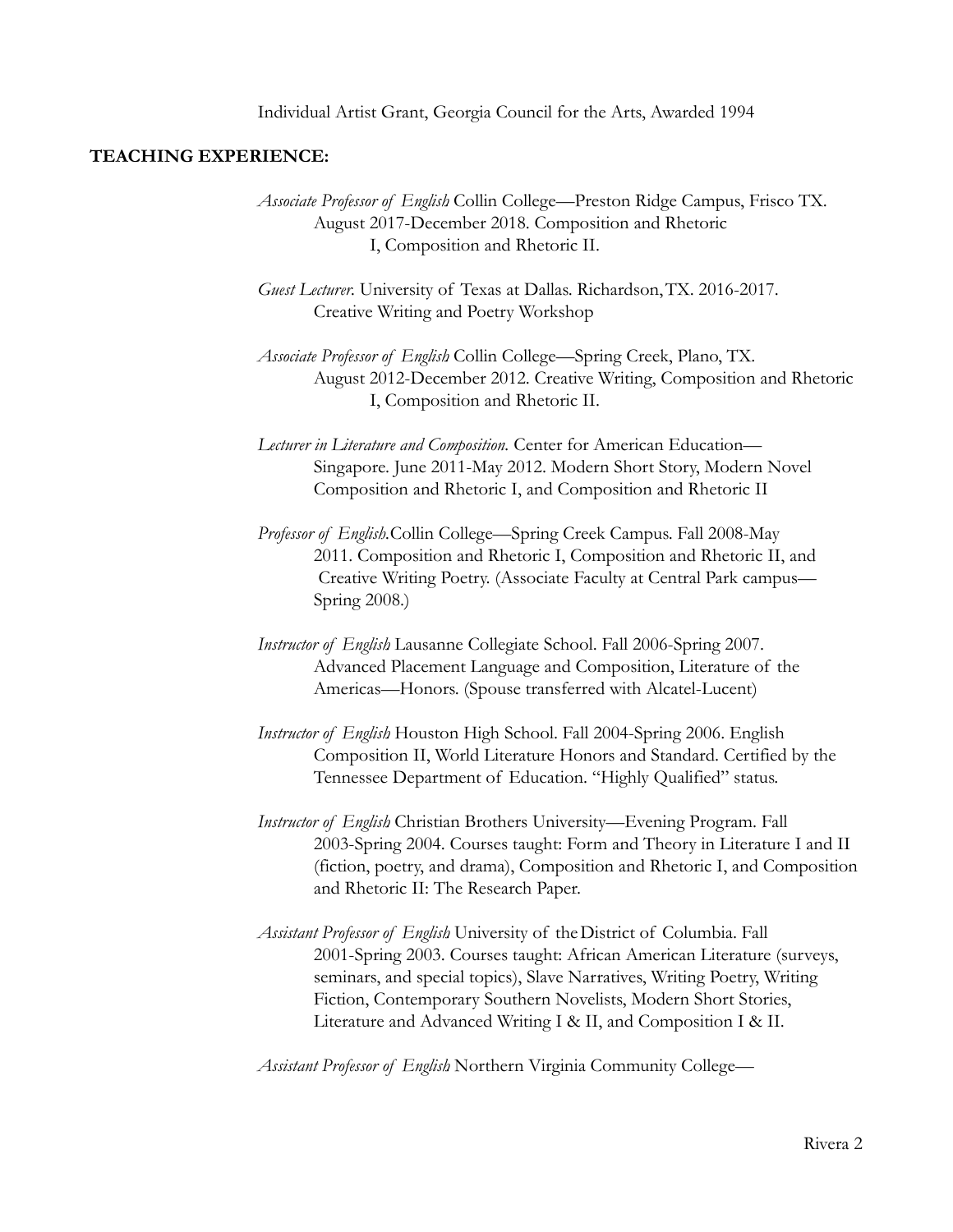Individual Artist Grant, Georgia Council for the Arts, Awarded 1994

## TEACHING EXPERIENCE:

*Associate Professor of English* Collin College—Preston Ridge Campus, Frisco TX. August 2017-December 2018. Composition and Rhetoric I, Composition and Rhetoric II.

*Guest Lecturer.* University of Texas at Dallas. Richardson, TX. 2016-2017. Creative Writing and Poetry Workshop

*Associate Professor of English* Collin College—Spring Creek, Plano, TX. August 2012-December 2012. Creative Writing, Composition and Rhetoric I, Composition and Rhetoric II.

*Lecturer in Literature and Composition.* Center for American Education—Singapore. June 2011-May 2012. Modern Short Story, Modern Novel Composition and Rhetoric I, and Composition and Rhetoric II

*Professor of English.* Collin College—Spring Creek Campus. Fall 2008-May 2011. Composition and Rhetoric I, Composition and Rhetoric II, and Creative Writing Poetry. (Associate Faculty at Central Park campus—Spring 2008.)

*Instructor of English* Lausanne Collegiate School. Fall 2006-Spring 2007. Advanced Placement Language and Composition, Literature of the Americas—Honors. (Spouse transferred with Alcatel-Lucent)

*Instructor of English* Houston High School. Fall 2004-Spring 2006. English Composition II, World Literature Honors and Standard. Certified by the Tennessee Department of Education. "Highly Qualified" status.

*Instructor of English* Christian Brothers University—Evening Program. Fall 2003-Spring 2004. Courses taught: Form and Theory in Literature I and II (fiction, poetry, and drama), Composition and Rhetoric I, and Composition and Rhetoric II: The Research Paper.

*Assistant Professor of English* University of the District of Columbia. Fall 2001-Spring 2003. Courses taught: African American Literature (surveys, seminars, and special topics), Slave Narratives, Writing Poetry, Writing Fiction, Contemporary Southern Novelists, Modern Short Stories, Literature and Advanced Writing I & II, and Composition I & II.

*Assistant Professor of English* Northern Virginia Community College—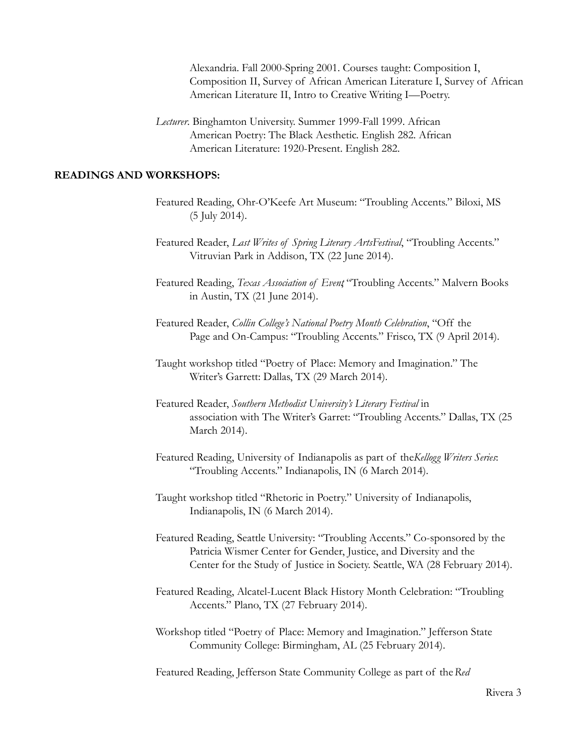Alexandria. Fall 2000-Spring 2001. Courses taught: Composition I, Composition II, Survey of African American Literature I, Survey of African American Literature II, Intro to Creative Writing I—Poetry.

*Lecturer*. Binghamton University. Summer 1999-Fall 1999. African American Poetry: The Black Aesthetic. English 282. African American Literature: 1920-Present. English 282.

**READINGS AND WORKSHOPS:**

Featured Reading, Ohr-O'Keefe Art Museum: "Troubling Accents." Biloxi, MS (5 July 2014).

Featured Reader, *Last Writes of Spring Literary ArtsFestival*, "Troubling Accents." Vitruvian Park in Addison, TX (22 June 2014).

Featured Reading, *Texas Association of Event*; "Troubling Accents." Malvern Books in Austin, TX (21 June 2014).

Featured Reader, *Collin College's National Poetry Month Celebration*, "Off the Page and On-Campus: "Troubling Accents." Frisco, TX (9 April 2014).

Taught workshop titled "Poetry of Place: Memory and Imagination." The Writer's Garrett: Dallas, TX (29 March 2014).

Featured Reader, *Southern Methodist University's Literary Festival* in association with The Writer's Garret: "Troubling Accents." Dallas, TX (25 March 2014).

Featured Reading, University of Indianapolis as part of the*Kellogg Writers Series*: "Troubling Accents." Indianapolis, IN (6 March 2014).

Taught workshop titled "Rhetoric in Poetry." University of Indianapolis, Indianapolis, IN (6 March 2014).

Featured Reading, Seattle University: "Troubling Accents." Co-sponsored by the Patricia Wismer Center for Gender, Justice, and Diversity and the Center for the Study of Justice in Society. Seattle, WA (28 February 2014).

Featured Reading, Alcatel-Lucent Black History Month Celebration: "Troubling Accents." Plano, TX (27 February 2014).

Workshop titled "Poetry of Place: Memory and Imagination." Jefferson State Community College: Birmingham, AL (25 February 2014).

Featured Reading, Jefferson State Community College as part of the *Red*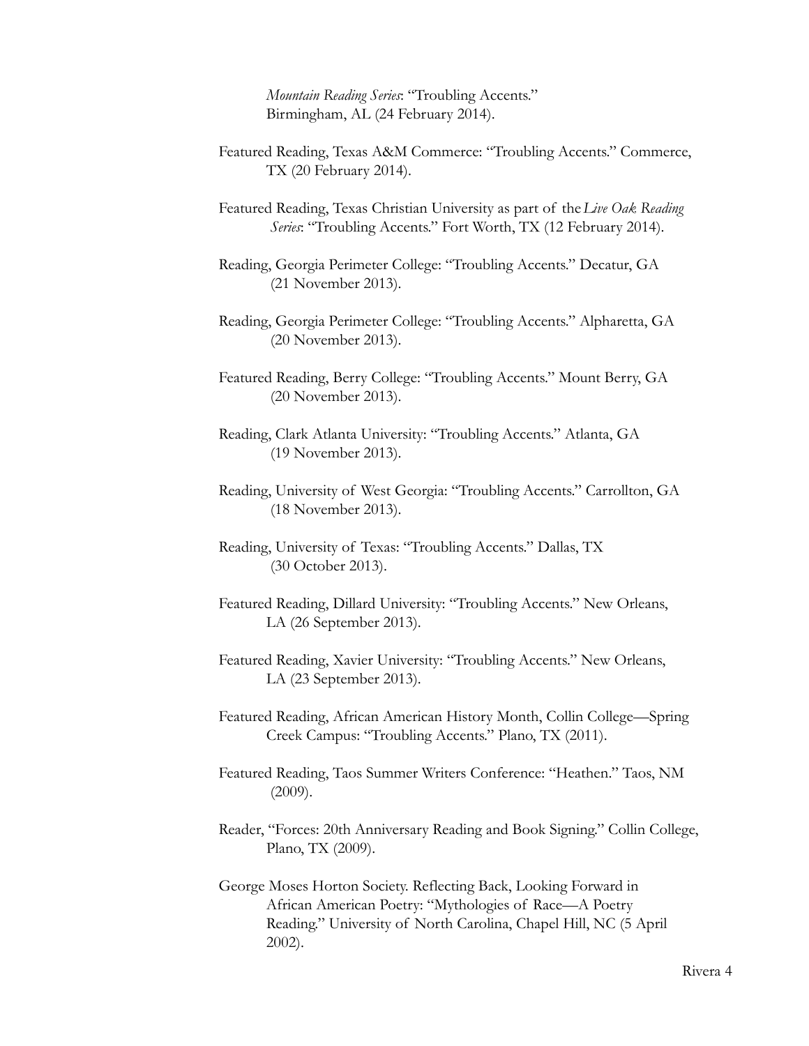*Mountain Reading Series*: "Troubling Accents." Birmingham, AL (24 February 2014).

Featured Reading, Texas A&M Commerce: "Troubling Accents." Commerce, TX (20 February 2014).

Featured Reading, Texas Christian University as part of the *Live Oak Reading Series*: "Troubling Accents." Fort Worth, TX (12 February 2014).

Reading, Georgia Perimeter College: "Troubling Accents." Decatur, GA (21 November 2013).

Reading, Georgia Perimeter College: "Troubling Accents." Alpharetta, GA (20 November 2013).

Featured Reading, Berry College: "Troubling Accents." Mount Berry, GA (20 November 2013).

Reading, Clark Atlanta University: "Troubling Accents." Atlanta, GA (19 November 2013).

Reading, University of West Georgia: "Troubling Accents." Carrollton, GA (18 November 2013).

Reading, University of Texas: "Troubling Accents." Dallas, TX (30 October 2013).

Featured Reading, Dillard University: "Troubling Accents." New Orleans, LA (26 September 2013).

Featured Reading, Xavier University: "Troubling Accents." New Orleans, LA (23 September 2013).

Featured Reading, African American History Month, Collin College—Spring Creek Campus: "Troubling Accents." Plano, TX (2011).

Featured Reading, Taos Summer Writers Conference: "Heathen." Taos, NM (2009).

Reader, "Forces: 20th Anniversary Reading and Book Signing." Collin College, Plano, TX (2009).

George Moses Horton Society. Reflecting Back, Looking Forward in African American Poetry: "Mythologies of Race—A Poetry Reading." University of North Carolina, Chapel Hill, NC (5 April 2002).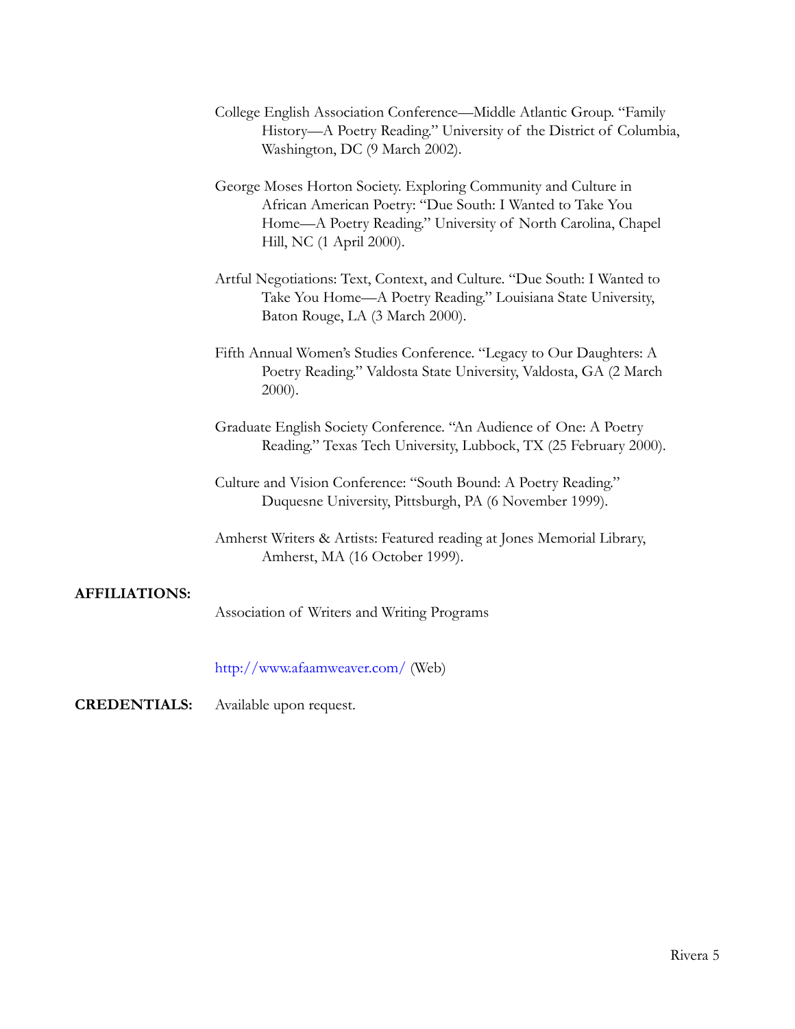College English Association Conference—Middle Atlantic Group. "Family History—A Poetry Reading." University of the District of Columbia, Washington, DC (9 March 2002).

George Moses Horton Society. Exploring Community and Culture in African American Poetry: "Due South: I Wanted to Take You Home—A Poetry Reading." University of North Carolina, Chapel Hill, NC (1 April 2000).

Artful Negotiations: Text, Context, and Culture. "Due South: I Wanted to Take You Home—A Poetry Reading." Louisiana State University, Baton Rouge, LA (3 March 2000).

Fifth Annual Women's Studies Conference. "Legacy to Our Daughters: A Poetry Reading." Valdosta State University, Valdosta, GA (2 March 2000).

Graduate English Society Conference. "An Audience of One: A Poetry Reading." Texas Tech University, Lubbock, TX (25 February 2000).

Culture and Vision Conference: "South Bound: A Poetry Reading." Duquesne University, Pittsburgh, PA (6 November 1999).

Amherst Writers & Artists: Featured reading at Jones Memorial Library, Amherst, MA (16 October 1999).

**AFFILIATIONS:**

Association of Writers and Writing Programs

http://www.afaamweaver.com/ (Web)

**CREDENTIALS:** Available upon request.